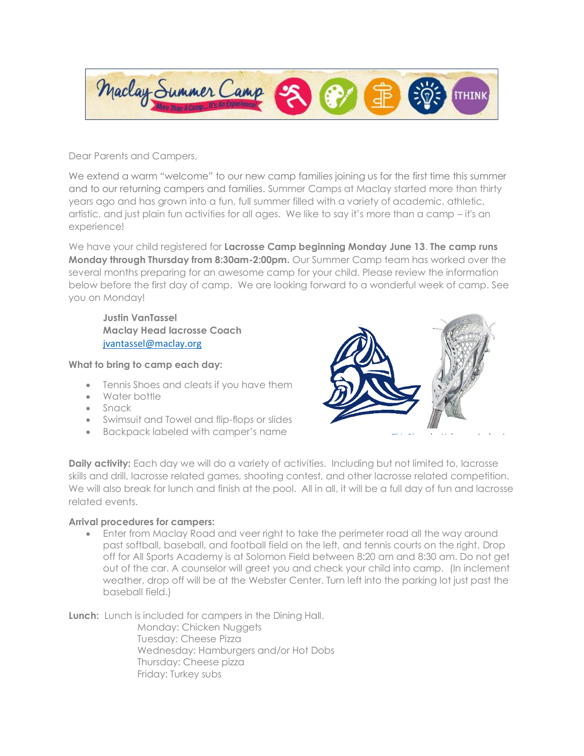Dear Parents and Campers,

We extend a warm "welcome" to our new camp families joining us for the first time this summer and to our returning campers and families. Summer Camps at Maclay started more than thirty years ago and has grown into a fun, full summer filled with a variety of academic, athletic, artistic, and just plain fun activities for all ages. We like to say it's more than a camp – it's an experience!

We have your child registered for **Lacrosse Camp beginning Monday June 13**. **The camp runs Monday through Thursday from 8:30am-2:00pm.** Our Summer Camp team has worked over the several months preparing for an awesome camp for your child. Please review the information below before the first day of camp. We are looking forward to a wonderful week of camp. See you on Monday!

**Justin VanTassel**
**Maclay Head lacrosse Coach**
jvantassel@maclay.org

**What to bring to camp each day:**

- Tennis Shoes and cleats if you have them
- Water bottle
- Snack
- Swimsuit and Towel and flip-flops or slides
- Backpack labeled with camper's name

**Daily activity:** Each day we will do a variety of activities. Including but not limited to, lacrosse skills and drill, lacrosse related games, shooting contest, and other lacrosse related competition. We will also break for lunch and finish at the pool. All in all, it will be a full day of fun and lacrosse related events.

**Arrival procedures for campers:**

- Enter from Maclay Road and veer right to take the perimeter road all the way around past softball, baseball, and football field on the left, and tennis courts on the right. Drop off for All Sports Academy is at Solomon Field between 8:20 am and 8:30 am. Do not get out of the car. A counselor will greet you and check your child into camp. (In inclement weather, drop off will be at the Webster Center. Turn left into the parking lot just past the baseball field.)

**Lunch:** Lunch is included for campers in the Dining Hall.

Monday: Chicken Nuggets
Tuesday: Cheese Pizza
Wednesday: Hamburgers and/or Hot Dobs
Thursday: Cheese pizza
Friday: Turkey subs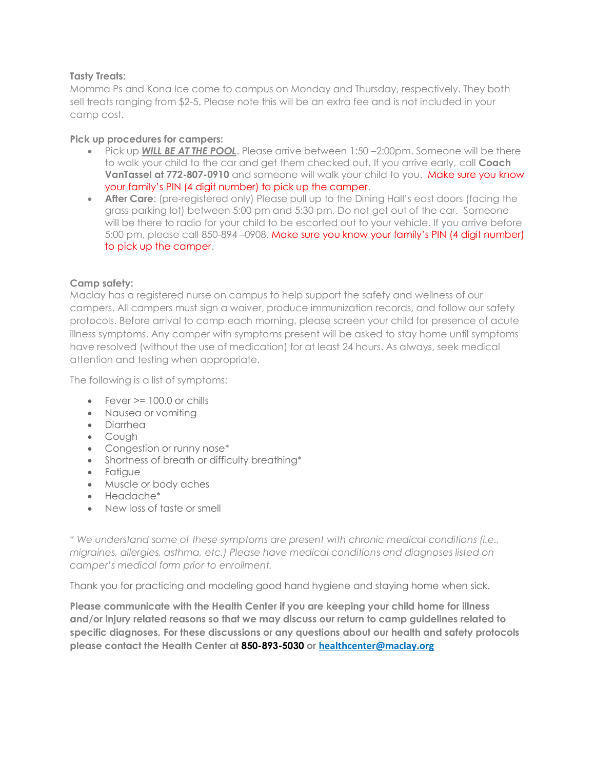**Tasty Treats:**

Momma Ps and Kona Ice come to campus on Monday and Thursday, respectively. They both sell treats ranging from $2-5. Please note this will be an extra fee and is not included in your camp cost.

**Pick up procedures for campers:**

- Pick up ***WILL BE AT THE POOL***. Please arrive between 1:50 –2:00pm. Someone will be there to walk your child to the car and get them checked out. If you arrive early, call **Coach VanTassel at 772-807-0910** and someone will walk your child to you. Make sure you know your family's PIN (4 digit number) to pick up the camper.
- **After Care**: (pre-registered only) Please pull up to the Dining Hall's east doors (facing the grass parking lot) between 5:00 pm and 5:30 pm. Do not get out of the car. Someone will be there to radio for your child to be escorted out to your vehicle. If you arrive before 5:00 pm, please call 850-894 –0908. Make sure you know your family's PIN (4 digit number) to pick up the camper.

**Camp safety:**

Maclay has a registered nurse on campus to help support the safety and wellness of our campers. All campers must sign a waiver, produce immunization records, and follow our safety protocols. Before arrival to camp each morning, please screen your child for presence of acute illness symptoms. Any camper with symptoms present will be asked to stay home until symptoms have resolved (without the use of medication) for at least 24 hours. As always, seek medical attention and testing when appropriate.

The following is a list of symptoms:

- Fever >= 100.0 or chills
- Nausea or vomiting
- Diarrhea
- Cough
- Congestion or runny nose*
- Shortness of breath or difficulty breathing*
- Fatigue
- Muscle or body aches
- Headache*
- New loss of taste or smell

*\* We understand some of these symptoms are present with chronic medical conditions (i.e., migraines, allergies, asthma, etc.) Please have medical conditions and diagnoses listed on camper's medical form prior to enrollment.*

Thank you for practicing and modeling good hand hygiene and staying home when sick.

**Please communicate with the Health Center if you are keeping your child home for illness and/or injury related reasons so that we may discuss our return to camp guidelines related to specific diagnoses. For these discussions or any questions about our health and safety protocols please contact the Health Center at 850-893-5030 or [healthcenter@maclay.org](mailto:healthcenter@maclay.org)**